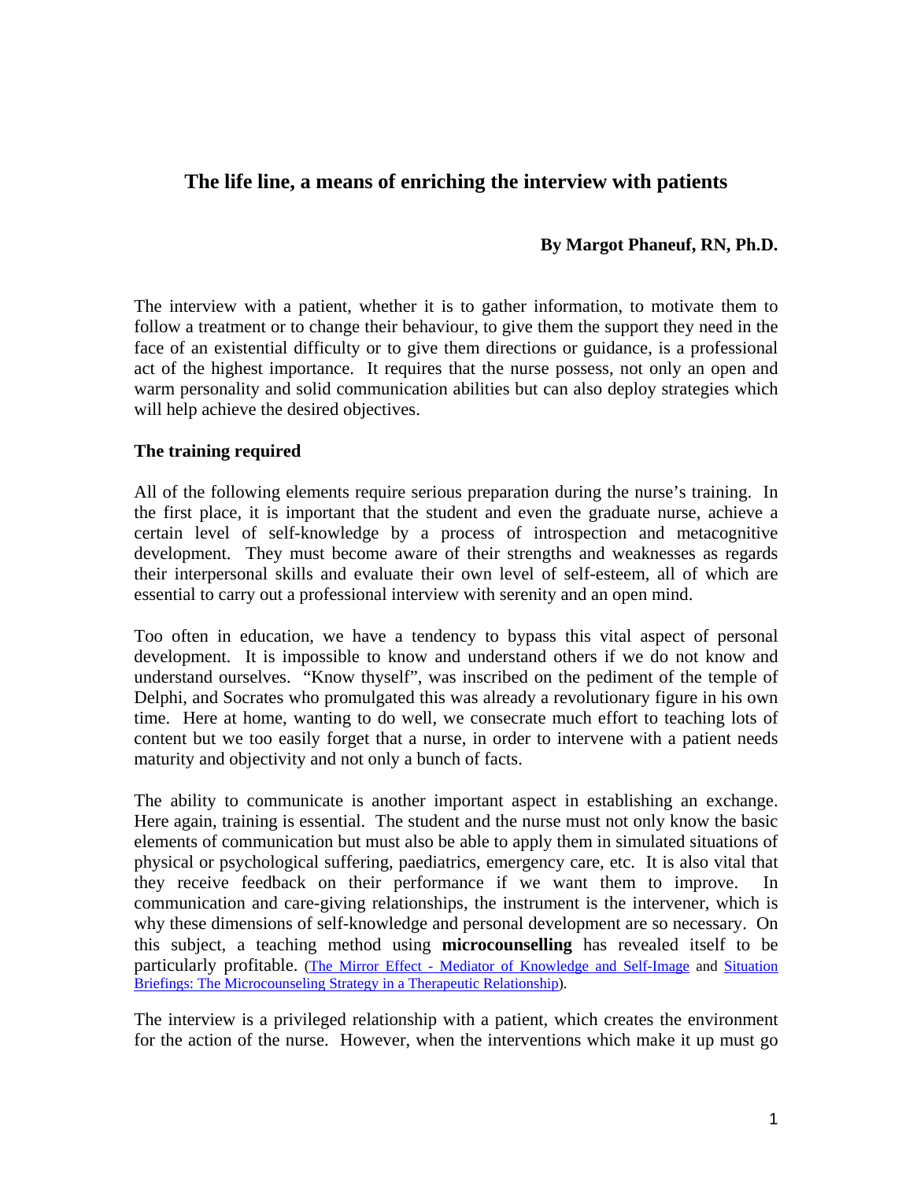# The life line, a means of enriching the interview with patients

**By Margot Phaneuf, RN, Ph.D.**

The interview with a patient, whether it is to gather information, to motivate them to follow a treatment or to change their behaviour, to give them the support they need in the face of an existential difficulty or to give them directions or guidance, is a professional act of the highest importance. It requires that the nurse possess, not only an open and warm personality and solid communication abilities but can also deploy strategies which will help achieve the desired objectives.

## The training required

All of the following elements require serious preparation during the nurse's training. In the first place, it is important that the student and even the graduate nurse, achieve a certain level of self-knowledge by a process of introspection and metacognitive development. They must become aware of their strengths and weaknesses as regards their interpersonal skills and evaluate their own level of self-esteem, all of which are essential to carry out a professional interview with serenity and an open mind.

Too often in education, we have a tendency to bypass this vital aspect of personal development. It is impossible to know and understand others if we do not know and understand ourselves. "Know thyself", was inscribed on the pediment of the temple of Delphi, and Socrates who promulgated this was already a revolutionary figure in his own time. Here at home, wanting to do well, we consecrate much effort to teaching lots of content but we too easily forget that a nurse, in order to intervene with a patient needs maturity and objectivity and not only a bunch of facts.

The ability to communicate is another important aspect in establishing an exchange. Here again, training is essential. The student and the nurse must not only know the basic elements of communication but must also be able to apply them in simulated situations of physical or psychological suffering, paediatrics, emergency care, etc. It is also vital that they receive feedback on their performance if we want them to improve. In communication and care-giving relationships, the instrument is the intervener, which is why these dimensions of self-knowledge and personal development are so necessary. On this subject, a teaching method using **microcounselling** has revealed itself to be particularly profitable. (The Mirror Effect - Mediator of Knowledge and Self-Image and Situation Briefings: The Microcounseling Strategy in a Therapeutic Relationship).

The interview is a privileged relationship with a patient, which creates the environment for the action of the nurse. However, when the interventions which make it up must go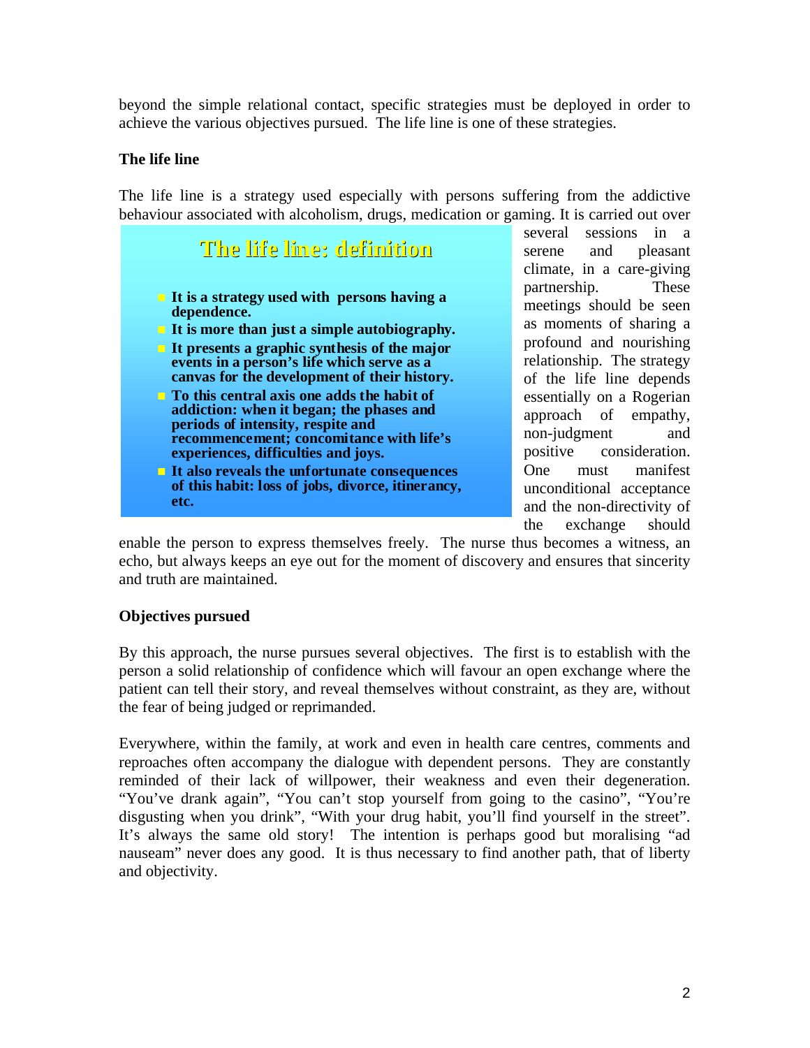beyond the simple relational contact, specific strategies must be deployed in order to achieve the various objectives pursued. The life line is one of these strategies.

**The life line**

The life line is a strategy used especially with persons suffering from the addictive behaviour associated with alcoholism, drugs, medication or gaming. It is carried out over several sessions in a serene and pleasant climate, in a care-giving partnership. These meetings should be seen as moments of sharing a profound and nourishing relationship. The strategy of the life line depends essentially on a Rogerian approach of empathy, non-judgment and positive consideration. One must manifest unconditional acceptance and the non-directivity of the exchange should enable the person to express themselves freely. The nurse thus becomes a witness, an echo, but always keeps an eye out for the moment of discovery and ensures that sincerity and truth are maintained.

> **The life line: definition**
>
> - **It is a strategy used with persons having a dependence.**
> - **It is more than just a simple autobiography.**
> - **It presents a graphic synthesis of the major events in a person's life which serve as a canvas for the development of their history.**
> - **To this central axis one adds the habit of addiction: when it began; the phases and periods of intensity, respite and recommencement; concomitance with life's experiences, difficulties and joys.**
> - **It also reveals the unfortunate consequences of this habit: loss of jobs, divorce, itinerancy, etc.**

**Objectives pursued**

By this approach, the nurse pursues several objectives. The first is to establish with the person a solid relationship of confidence which will favour an open exchange where the patient can tell their story, and reveal themselves without constraint, as they are, without the fear of being judged or reprimanded.

Everywhere, within the family, at work and even in health care centres, comments and reproaches often accompany the dialogue with dependent persons. They are constantly reminded of their lack of willpower, their weakness and even their degeneration. "You've drank again", "You can't stop yourself from going to the casino", "You're disgusting when you drink", "With your drug habit, you'll find yourself in the street". It's always the same old story! The intention is perhaps good but moralising "ad nauseam" never does any good. It is thus necessary to find another path, that of liberty and objectivity.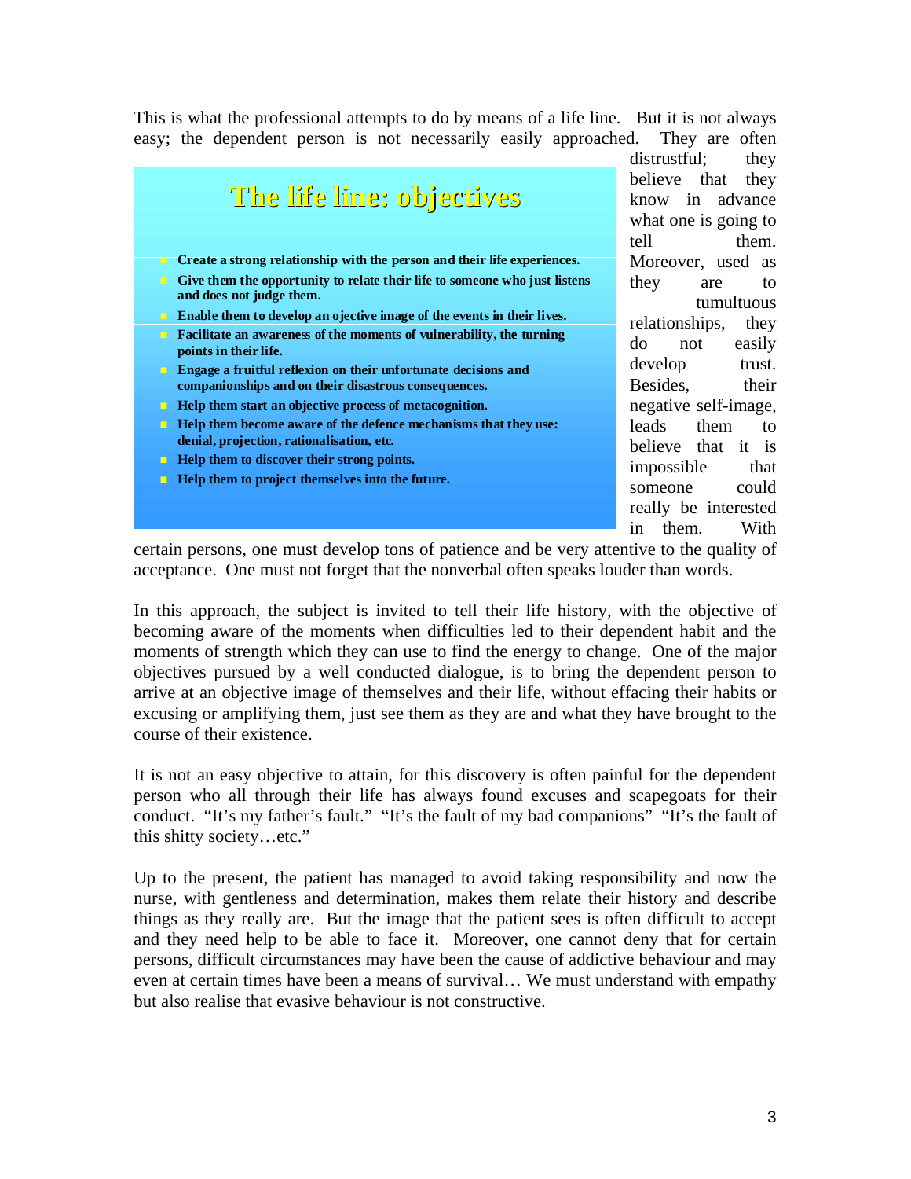This is what the professional attempts to do by means of a life line. But it is not always easy; the dependent person is not necessarily easily approached. They are often distrustful; they believe that they know in advance what one is going to tell them. Moreover, used as they are to tumultuous relationships, they do not easily develop trust. Besides, their negative self-image, leads them to believe that it is impossible that someone could really be interested in them. With certain persons, one must develop tons of patience and be very attentive to the quality of acceptance. One must not forget that the nonverbal often speaks louder than words.

## The life line: objectives

- **Create a strong relationship with the person and their life experiences.**
- **Give them the opportunity to relate their life to someone who just listens and does not judge them.**
- **Enable them to develop an ojective image of the events in their lives.**
- **Facilitate an awareness of the moments of vulnerability, the turning points in their life.**
- **Engage a fruitful reflexion on their unfortunate decisions and companionships and on their disastrous consequences.**
- **Help them start an objective process of metacognition.**
- **Help them become aware of the defence mechanisms that they use: denial, projection, rationalisation, etc.**
- **Help them to discover their strong points.**
- **Help them to project themselves into the future.**

In this approach, the subject is invited to tell their life history, with the objective of becoming aware of the moments when difficulties led to their dependent habit and the moments of strength which they can use to find the energy to change. One of the major objectives pursued by a well conducted dialogue, is to bring the dependent person to arrive at an objective image of themselves and their life, without effacing their habits or excusing or amplifying them, just see them as they are and what they have brought to the course of their existence.

It is not an easy objective to attain, for this discovery is often painful for the dependent person who all through their life has always found excuses and scapegoats for their conduct. "It's my father's fault." "It's the fault of my bad companions" "It's the fault of this shitty society…etc."

Up to the present, the patient has managed to avoid taking responsibility and now the nurse, with gentleness and determination, makes them relate their history and describe things as they really are. But the image that the patient sees is often difficult to accept and they need help to be able to face it. Moreover, one cannot deny that for certain persons, difficult circumstances may have been the cause of addictive behaviour and may even at certain times have been a means of survival… We must understand with empathy but also realise that evasive behaviour is not constructive.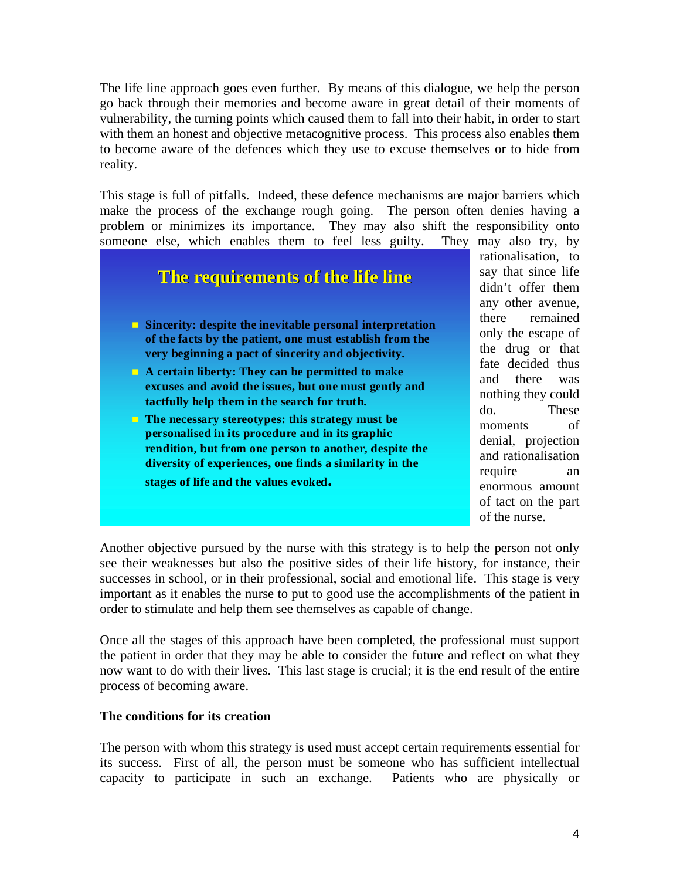The life line approach goes even further. By means of this dialogue, we help the person go back through their memories and become aware in great detail of their moments of vulnerability, the turning points which caused them to fall into their habit, in order to start with them an honest and objective metacognitive process. This process also enables them to become aware of the defences which they use to excuse themselves or to hide from reality.

This stage is full of pitfalls. Indeed, these defence mechanisms are major barriers which make the process of the exchange rough going. The person often denies having a problem or minimizes its importance. They may also shift the responsibility onto someone else, which enables them to feel less guilty. They may also try, by rationalisation, to say that since life didn't offer them any other avenue, there remained only the escape of the drug or that fate decided thus and there was nothing they could do. These moments of denial, projection and rationalisation require an enormous amount of tact on the part of the nurse.

> **The requirements of the life line**
>
> - **Sincerity: despite the inevitable personal interpretation of the facts by the patient, one must establish from the very beginning a pact of sincerity and objectivity.**
> - **A certain liberty: They can be permitted to make excuses and avoid the issues, but one must gently and tactfully help them in the search for truth.**
> - **The necessary stereotypes: this strategy must be personalised in its procedure and in its graphic rendition, but from one person to another, despite the diversity of experiences, one finds a similarity in the stages of life and the values evoked.**

Another objective pursued by the nurse with this strategy is to help the person not only see their weaknesses but also the positive sides of their life history, for instance, their successes in school, or in their professional, social and emotional life. This stage is very important as it enables the nurse to put to good use the accomplishments of the patient in order to stimulate and help them see themselves as capable of change.

Once all the stages of this approach have been completed, the professional must support the patient in order that they may be able to consider the future and reflect on what they now want to do with their lives. This last stage is crucial; it is the end result of the entire process of becoming aware.

**The conditions for its creation**

The person with whom this strategy is used must accept certain requirements essential for its success. First of all, the person must be someone who has sufficient intellectual capacity to participate in such an exchange. Patients who are physically or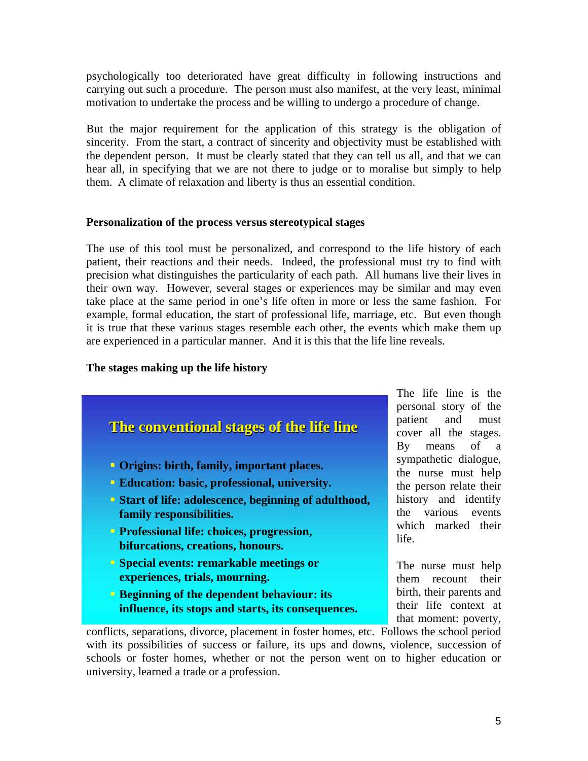psychologically too deteriorated have great difficulty in following instructions and carrying out such a procedure. The person must also manifest, at the very least, minimal motivation to undertake the process and be willing to undergo a procedure of change.

But the major requirement for the application of this strategy is the obligation of sincerity. From the start, a contract of sincerity and objectivity must be established with the dependent person. It must be clearly stated that they can tell us all, and that we can hear all, in specifying that we are not there to judge or to moralise but simply to help them. A climate of relaxation and liberty is thus an essential condition.

**Personalization of the process versus stereotypical stages**

The use of this tool must be personalized, and correspond to the life history of each patient, their reactions and their needs. Indeed, the professional must try to find with precision what distinguishes the particularity of each path. All humans live their lives in their own way. However, several stages or experiences may be similar and may even take place at the same period in one's life often in more or less the same fashion. For example, formal education, the start of professional life, marriage, etc. But even though it is true that these various stages resemble each other, the events which make them up are experienced in a particular manner. And it is this that the life line reveals.

**The stages making up the life history**

**The conventional stages of the life line**

- **Origins: birth, family, important places.**
- **Education: basic, professional, university.**
- **Start of life: adolescence, beginning of adulthood, family responsibilities.**
- **Professional life: choices, progression, bifurcations, creations, honours.**
- **Special events: remarkable meetings or experiences, trials, mourning.**
- **Beginning of the dependent behaviour: its influence, its stops and starts, its consequences.**

The life line is the personal story of the patient and must cover all the stages. By means of a sympathetic dialogue, the nurse must help the person relate their history and identify the various events which marked their life.

The nurse must help them recount their birth, their parents and their life context at that moment: poverty, conflicts, separations, divorce, placement in foster homes, etc. Follows the school period with its possibilities of success or failure, its ups and downs, violence, succession of schools or foster homes, whether or not the person went on to higher education or university, learned a trade or a profession.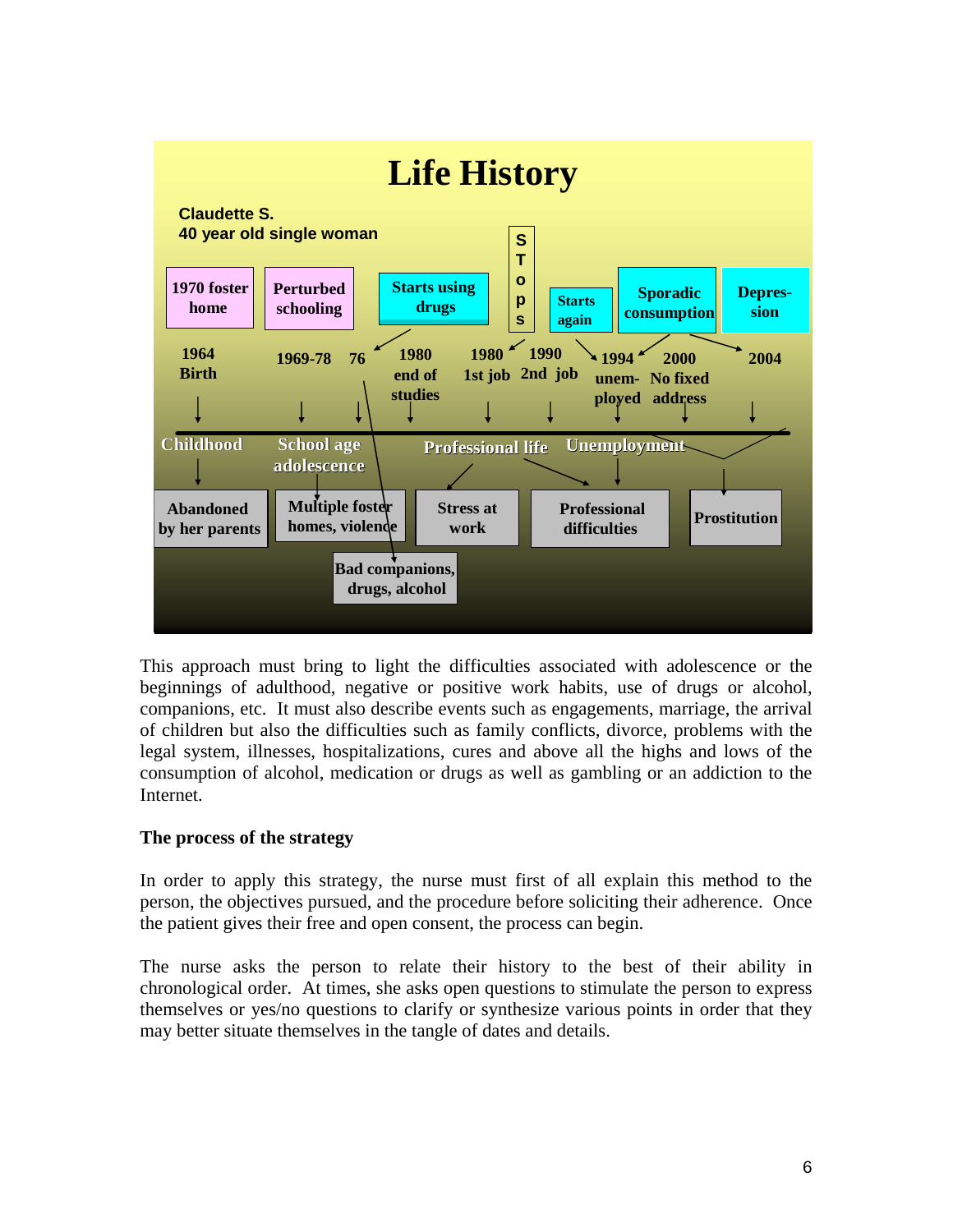# Life History

**Claudette S.**
**40 year old single woman**

| 1970 foster home | Perturbed schooling | Starts using drugs | STops | Starts again | Sporadic consumption | Depression |
|---|---|---|---|---|---|---|

1964 Birth — 1969-78 — 76 — 1980 end of studies — 1980 1st job — 1990 2nd job — 1994 unemployed — 2000 No fixed address — 2004

Childhood — School age adolescence — Professional life — Unemployment

| Abandoned by her parents | Multiple foster homes, violence | Stress at work | Professional difficulties | Prostitution |
|---|---|---|---|---|

Bad companions, drugs, alcohol

This approach must bring to light the difficulties associated with adolescence or the beginnings of adulthood, negative or positive work habits, use of drugs or alcohol, companions, etc. It must also describe events such as engagements, marriage, the arrival of children but also the difficulties such as family conflicts, divorce, problems with the legal system, illnesses, hospitalizations, cures and above all the highs and lows of the consumption of alcohol, medication or drugs as well as gambling or an addiction to the Internet.

**The process of the strategy**

In order to apply this strategy, the nurse must first of all explain this method to the person, the objectives pursued, and the procedure before soliciting their adherence. Once the patient gives their free and open consent, the process can begin.

The nurse asks the person to relate their history to the best of their ability in chronological order. At times, she asks open questions to stimulate the person to express themselves or yes/no questions to clarify or synthesize various points in order that they may better situate themselves in the tangle of dates and details.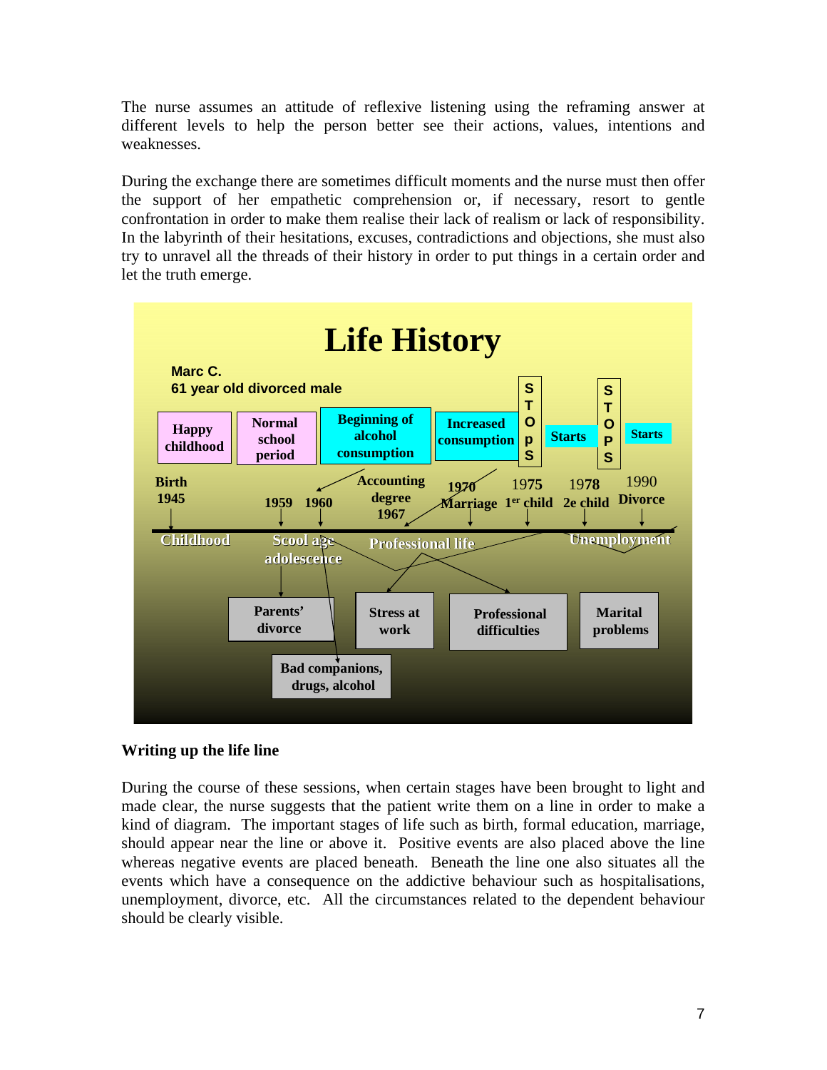The nurse assumes an attitude of reflexive listening using the reframing answer at different levels to help the person better see their actions, values, intentions and weaknesses.

During the exchange there are sometimes difficult moments and the nurse must then offer the support of her empathetic comprehension or, if necessary, resort to gentle confrontation in order to make them realise their lack of realism or lack of responsibility. In the labyrinth of their hesitations, excuses, contradictions and objections, she must also try to unravel all the threads of their history in order to put things in a certain order and let the truth emerge.

**Life History**

Marc C.
61 year old divorced male

Happy childhood | Normal school period | Beginning of alcohol consumption | Increased consumption | STOPS | Starts | STOPS | Starts

Birth 1945 | 1959 | 1960 | Accounting degree 1967 | 1970 Marriage | 1975 1er child | 1978 2e child | 1990 Divorce

Childhood | Scool age adolescence | Professional life | Unemployment

Parents' divorce | Bad companions, drugs, alcohol | Stress at work | Professional difficulties | Marital problems

### Writing up the life line

During the course of these sessions, when certain stages have been brought to light and made clear, the nurse suggests that the patient write them on a line in order to make a kind of diagram. The important stages of life such as birth, formal education, marriage, should appear near the line or above it. Positive events are also placed above the line whereas negative events are placed beneath. Beneath the line one also situates all the events which have a consequence on the addictive behaviour such as hospitalisations, unemployment, divorce, etc. All the circumstances related to the dependent behaviour should be clearly visible.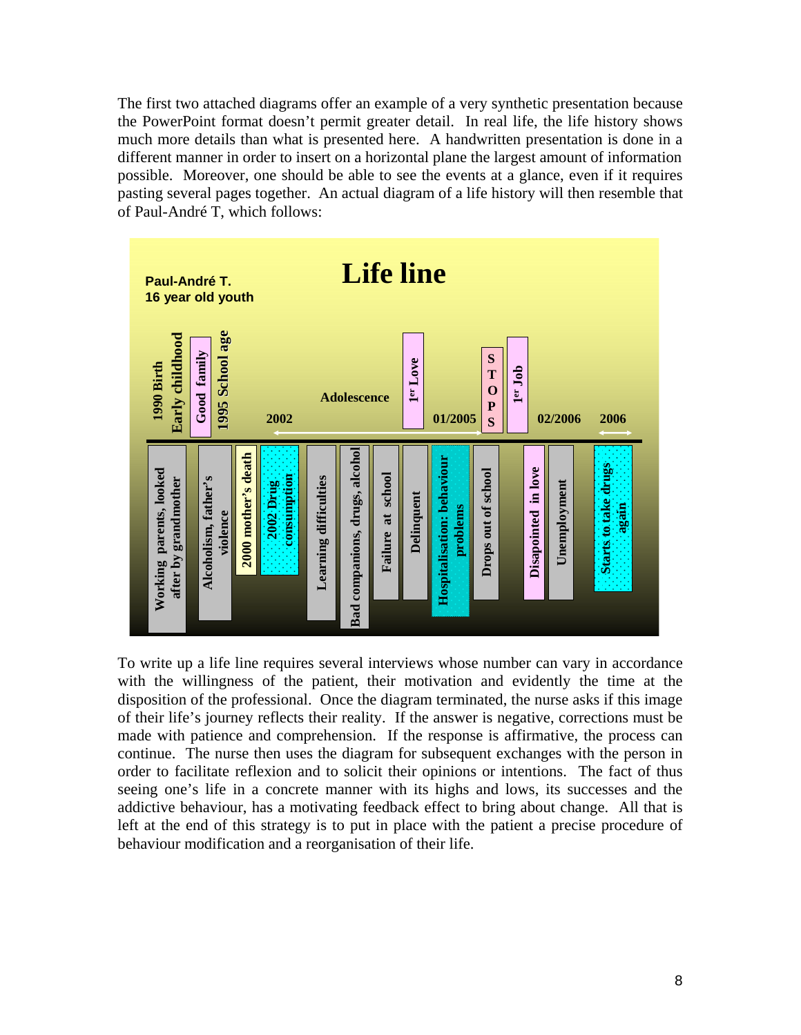The first two attached diagrams offer an example of a very synthetic presentation because the PowerPoint format doesn't permit greater detail. In real life, the life history shows much more details than what is presented here. A handwritten presentation is done in a different manner in order to insert on a horizontal plane the largest amount of information possible. Moreover, one should be able to see the events at a glance, even if it requires pasting several pages together. An actual diagram of a life history will then resemble that of Paul-André T, which follows:

**Paul-André T.**
**16 year old youth**

# Life line

Above the line:

- 1990 Birth / Early childhood
- Good family
- 1995 School age
- 2002
- Adolescence
- 1er Love
- 01/2005
- S T O P S
- 1er Job
- 02/2006
- 2006

Below the line:

- Working parents, looked after by grandmother
- Alcoholism, father's violence
- 2000 mother's death
- 2002 Drug consumption
- Learning difficulties
- Bad companions, drugs, alcohol
- Failure at school
- Delinquent
- Hospitalisation: behaviour problems
- Drops out of school
- Disapointed in love
- Unemployment
- Starts to take drugs again

To write up a life line requires several interviews whose number can vary in accordance with the willingness of the patient, their motivation and evidently the time at the disposition of the professional. Once the diagram terminated, the nurse asks if this image of their life's journey reflects their reality. If the answer is negative, corrections must be made with patience and comprehension. If the response is affirmative, the process can continue. The nurse then uses the diagram for subsequent exchanges with the person in order to facilitate reflexion and to solicit their opinions or intentions. The fact of thus seeing one's life in a concrete manner with its highs and lows, its successes and the addictive behaviour, has a motivating feedback effect to bring about change. All that is left at the end of this strategy is to put in place with the patient a precise procedure of behaviour modification and a reorganisation of their life.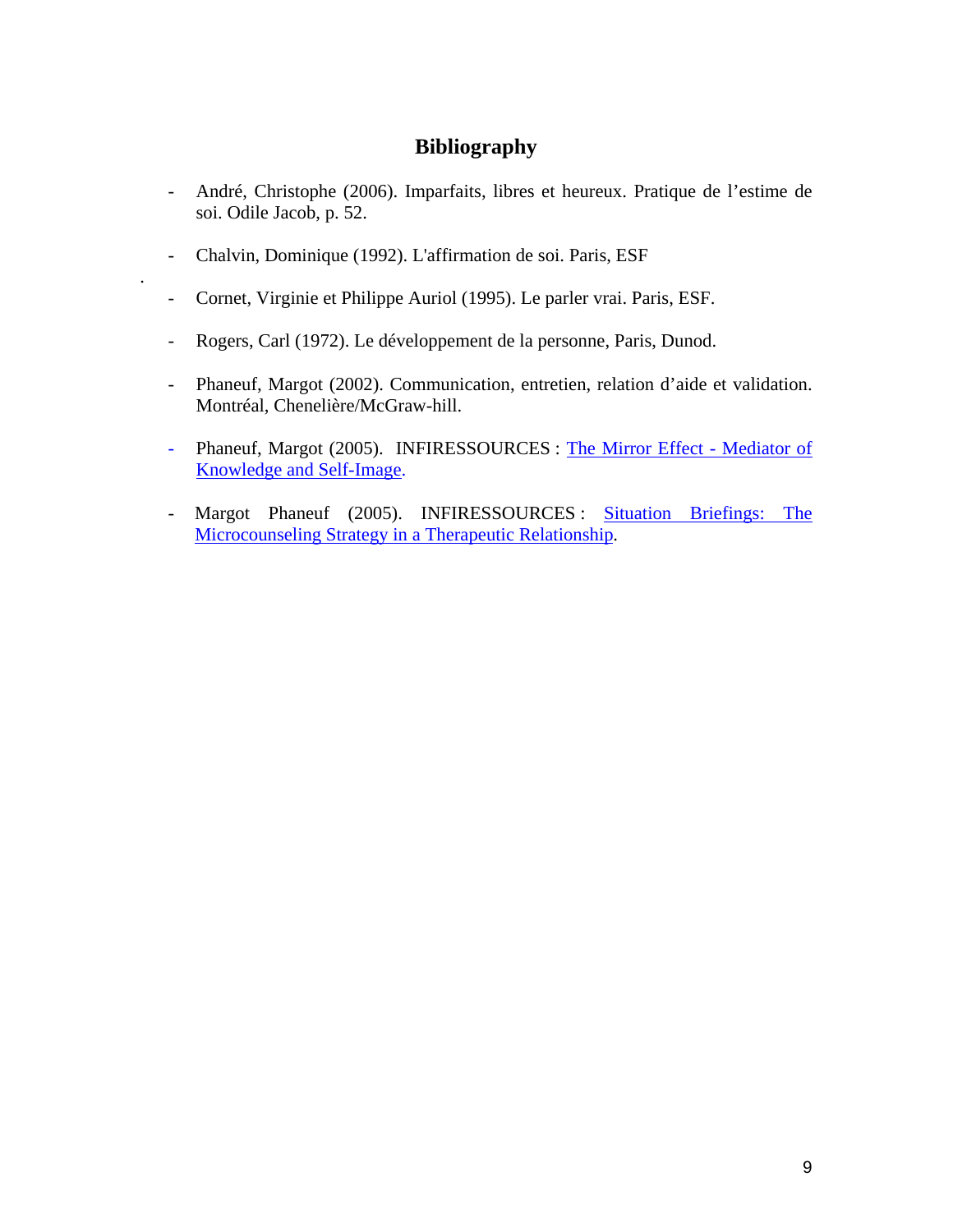# Bibliography

- André, Christophe (2006). Imparfaits, libres et heureux. Pratique de l'estime de soi. Odile Jacob, p. 52.

- Chalvin, Dominique (1992). L'affirmation de soi. Paris, ESF

- Cornet, Virginie et Philippe Auriol (1995). Le parler vrai. Paris, ESF.

- Rogers, Carl (1972). Le développement de la personne, Paris, Dunod.

- Phaneuf, Margot (2002). Communication, entretien, relation d'aide et validation. Montréal, Chenelière/McGraw-hill.

- Phaneuf, Margot (2005). INFIRESSOURCES : The Mirror Effect - Mediator of Knowledge and Self-Image.

- Margot Phaneuf (2005). INFIRESSOURCES : Situation Briefings: The Microcounseling Strategy in a Therapeutic Relationship.